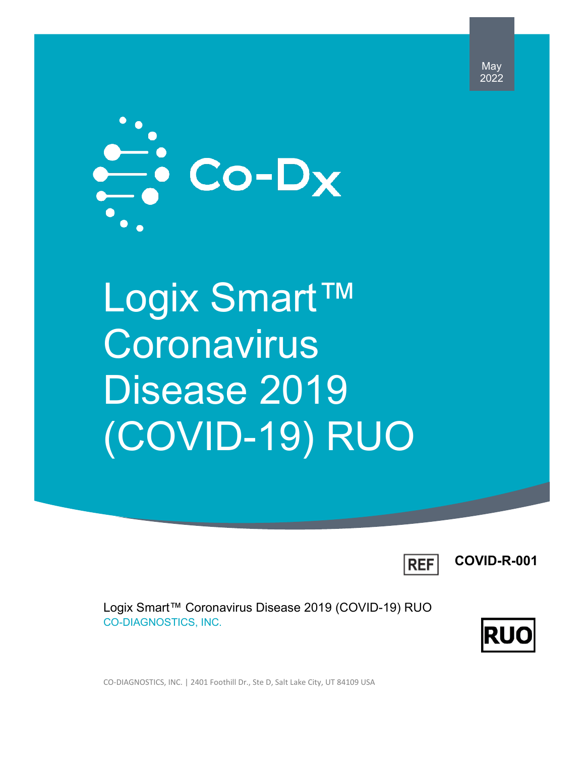May
2022

Co-Dx

# Logix Smart™ Coronavirus Disease 2019 (COVID-19) RUO

REF **COVID-R-001**

Logix Smart™ Coronavirus Disease 2019 (COVID-19) RUO
CO-DIAGNOSTICS, INC.

RUO

CO-DIAGNOSTICS, INC. | 2401 Foothill Dr., Ste D, Salt Lake City, UT 84109 USA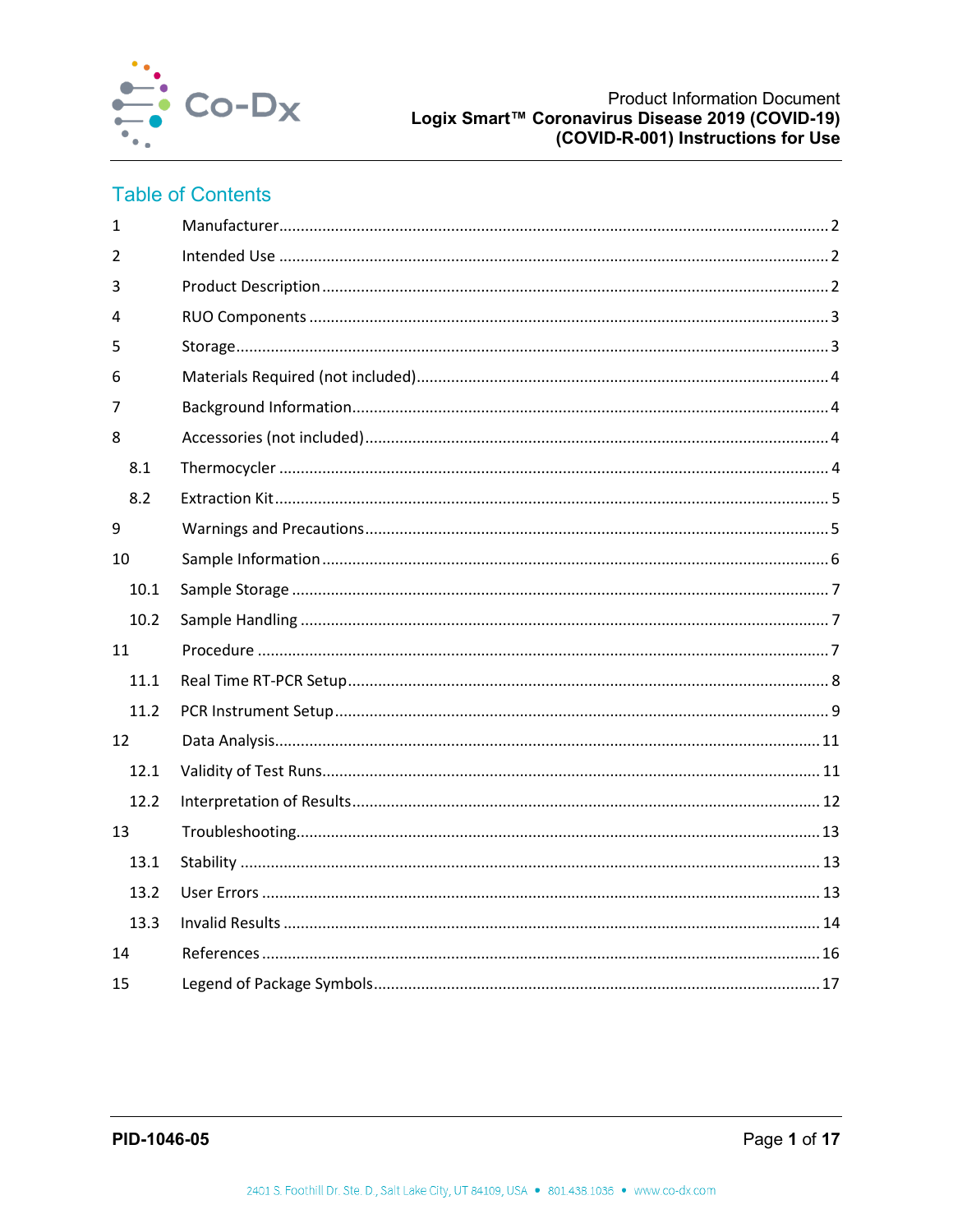## Table of Contents

| | | |
|---|---|---|
| 1 | Manufacturer | 2 |
| 2 | Intended Use | 2 |
| 3 | Product Description | 2 |
| 4 | RUO Components | 3 |
| 5 | Storage | 3 |
| 6 | Materials Required (not included) | 4 |
| 7 | Background Information | 4 |
| 8 | Accessories (not included) | 4 |
| 8.1 | Thermocycler | 4 |
| 8.2 | Extraction Kit | 5 |
| 9 | Warnings and Precautions | 5 |
| 10 | Sample Information | 6 |
| 10.1 | Sample Storage | 7 |
| 10.2 | Sample Handling | 7 |
| 11 | Procedure | 7 |
| 11.1 | Real Time RT-PCR Setup | 8 |
| 11.2 | PCR Instrument Setup | 9 |
| 12 | Data Analysis | 11 |
| 12.1 | Validity of Test Runs | 11 |
| 12.2 | Interpretation of Results | 12 |
| 13 | Troubleshooting | 13 |
| 13.1 | Stability | 13 |
| 13.2 | User Errors | 13 |
| 13.3 | Invalid Results | 14 |
| 14 | References | 16 |
| 15 | Legend of Package Symbols | 17 |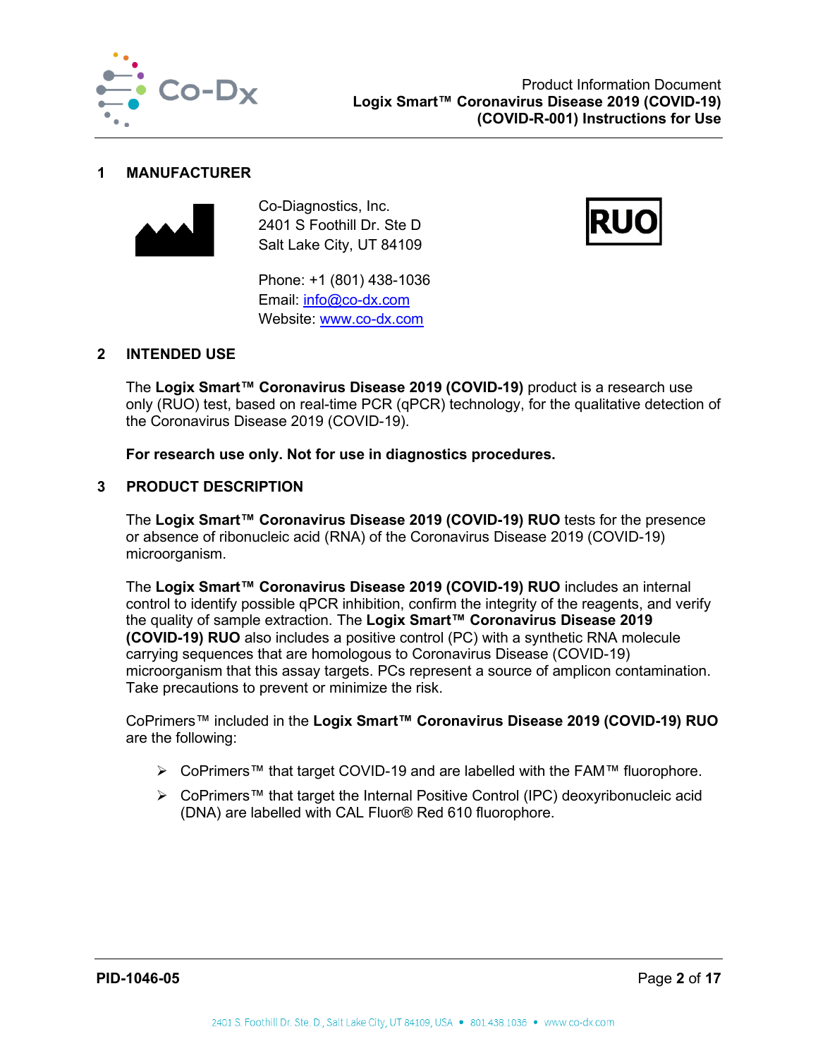## 1 MANUFACTURER

Co-Diagnostics, Inc.
2401 S Foothill Dr. Ste D
Salt Lake City, UT 84109

RUO

Phone: +1 (801) 438-1036
Email: info@co-dx.com
Website: www.co-dx.com

## 2 INTENDED USE

The **Logix Smart™ Coronavirus Disease 2019 (COVID-19)** product is a research use only (RUO) test, based on real-time PCR (qPCR) technology, for the qualitative detection of the Coronavirus Disease 2019 (COVID-19).

**For research use only. Not for use in diagnostics procedures.**

## 3 PRODUCT DESCRIPTION

The **Logix Smart™ Coronavirus Disease 2019 (COVID-19) RUO** tests for the presence or absence of ribonucleic acid (RNA) of the Coronavirus Disease 2019 (COVID-19) microorganism.

The **Logix Smart™ Coronavirus Disease 2019 (COVID-19) RUO** includes an internal control to identify possible qPCR inhibition, confirm the integrity of the reagents, and verify the quality of sample extraction. The **Logix Smart™ Coronavirus Disease 2019 (COVID-19) RUO** also includes a positive control (PC) with a synthetic RNA molecule carrying sequences that are homologous to Coronavirus Disease (COVID-19) microorganism that this assay targets. PCs represent a source of amplicon contamination. Take precautions to prevent or minimize the risk.

CoPrimers™ included in the **Logix Smart™ Coronavirus Disease 2019 (COVID-19) RUO** are the following:

- CoPrimers™ that target COVID-19 and are labelled with the FAM™ fluorophore.
- CoPrimers™ that target the Internal Positive Control (IPC) deoxyribonucleic acid (DNA) are labelled with CAL Fluor® Red 610 fluorophore.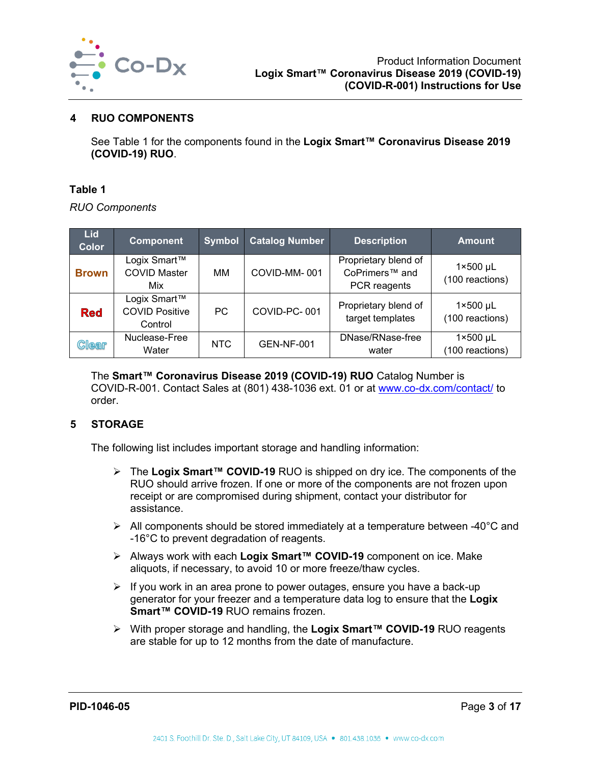## 4 RUO COMPONENTS

See Table 1 for the components found in the **Logix Smart™ Coronavirus Disease 2019 (COVID-19) RUO**.

**Table 1**

*RUO Components*

| Lid Color | Component | Symbol | Catalog Number | Description | Amount |
|---|---|---|---|---|---|
| **Brown** | Logix Smart™ COVID Master Mix | MM | COVID-MM- 001 | Proprietary blend of CoPrimers™ and PCR reagents | 1×500 µL (100 reactions) |
| **Red** | Logix Smart™ COVID Positive Control | PC | COVID-PC- 001 | Proprietary blend of target templates | 1×500 µL (100 reactions) |
| **Clear** | Nuclease-Free Water | NTC | GEN-NF-001 | DNase/RNase-free water | 1×500 µL (100 reactions) |

The **Smart™ Coronavirus Disease 2019 (COVID-19) RUO** Catalog Number is COVID-R-001. Contact Sales at (801) 438-1036 ext. 01 or at www.co-dx.com/contact/ to order.

## 5 STORAGE

The following list includes important storage and handling information:

- The **Logix Smart™ COVID-19** RUO is shipped on dry ice. The components of the RUO should arrive frozen. If one or more of the components are not frozen upon receipt or are compromised during shipment, contact your distributor for assistance.
- All components should be stored immediately at a temperature between -40°C and -16°C to prevent degradation of reagents.
- Always work with each **Logix Smart™ COVID-19** component on ice. Make aliquots, if necessary, to avoid 10 or more freeze/thaw cycles.
- If you work in an area prone to power outages, ensure you have a back-up generator for your freezer and a temperature data log to ensure that the **Logix Smart™ COVID-19** RUO remains frozen.
- With proper storage and handling, the **Logix Smart™ COVID-19** RUO reagents are stable for up to 12 months from the date of manufacture.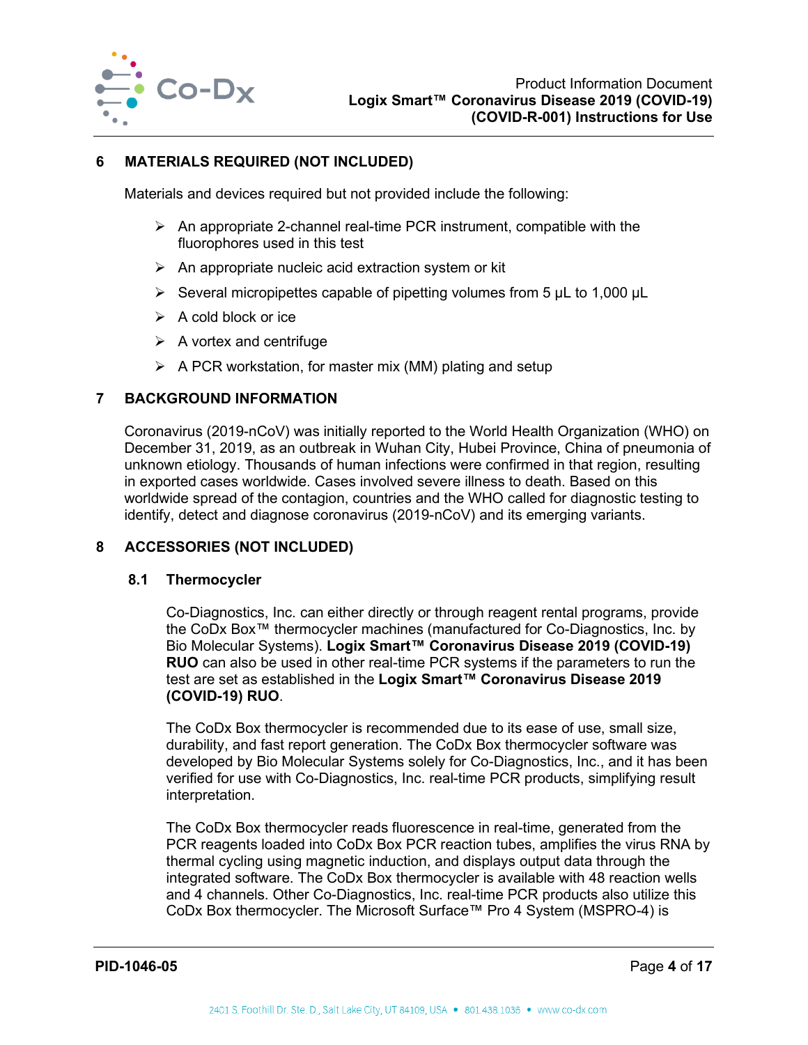## 6 MATERIALS REQUIRED (NOT INCLUDED)

Materials and devices required but not provided include the following:

- An appropriate 2-channel real-time PCR instrument, compatible with the fluorophores used in this test
- An appropriate nucleic acid extraction system or kit
- Several micropipettes capable of pipetting volumes from 5 µL to 1,000 µL
- A cold block or ice
- A vortex and centrifuge
- A PCR workstation, for master mix (MM) plating and setup

## 7 BACKGROUND INFORMATION

Coronavirus (2019-nCoV) was initially reported to the World Health Organization (WHO) on December 31, 2019, as an outbreak in Wuhan City, Hubei Province, China of pneumonia of unknown etiology. Thousands of human infections were confirmed in that region, resulting in exported cases worldwide. Cases involved severe illness to death. Based on this worldwide spread of the contagion, countries and the WHO called for diagnostic testing to identify, detect and diagnose coronavirus (2019-nCoV) and its emerging variants.

## 8 ACCESSORIES (NOT INCLUDED)

### 8.1 Thermocycler

Co-Diagnostics, Inc. can either directly or through reagent rental programs, provide the CoDx Box™ thermocycler machines (manufactured for Co-Diagnostics, Inc. by Bio Molecular Systems). **Logix Smart™ Coronavirus Disease 2019 (COVID-19) RUO** can also be used in other real-time PCR systems if the parameters to run the test are set as established in the **Logix Smart™ Coronavirus Disease 2019 (COVID-19) RUO**.

The CoDx Box thermocycler is recommended due to its ease of use, small size, durability, and fast report generation. The CoDx Box thermocycler software was developed by Bio Molecular Systems solely for Co-Diagnostics, Inc., and it has been verified for use with Co-Diagnostics, Inc. real-time PCR products, simplifying result interpretation.

The CoDx Box thermocycler reads fluorescence in real-time, generated from the PCR reagents loaded into CoDx Box PCR reaction tubes, amplifies the virus RNA by thermal cycling using magnetic induction, and displays output data through the integrated software. The CoDx Box thermocycler is available with 48 reaction wells and 4 channels. Other Co-Diagnostics, Inc. real-time PCR products also utilize this CoDx Box thermocycler. The Microsoft Surface™ Pro 4 System (MSPRO-4) is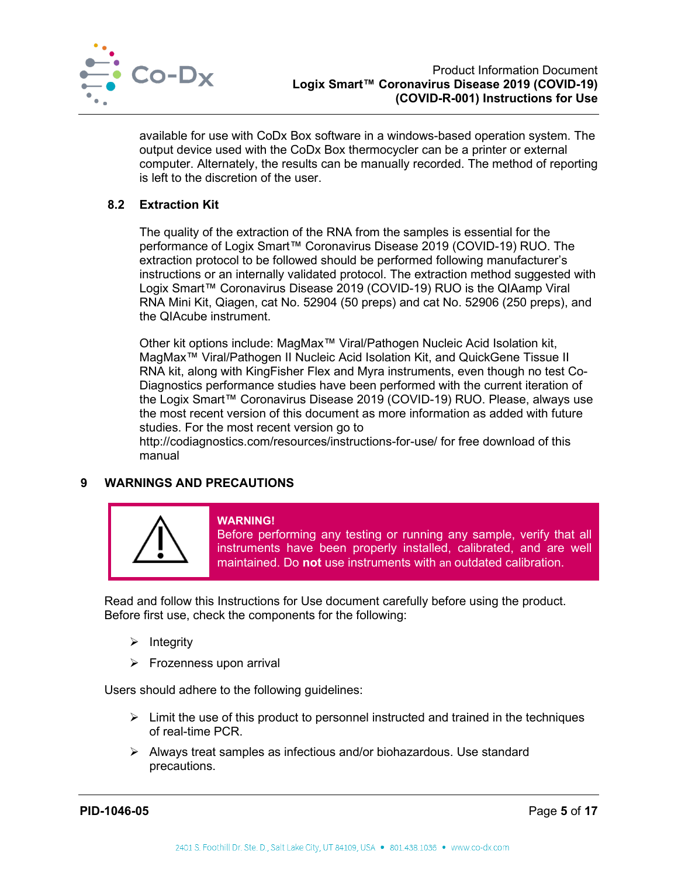available for use with CoDx Box software in a windows-based operation system. The output device used with the CoDx Box thermocycler can be a printer or external computer. Alternately, the results can be manually recorded. The method of reporting is left to the discretion of the user.

### 8.2 Extraction Kit

The quality of the extraction of the RNA from the samples is essential for the performance of Logix Smart™ Coronavirus Disease 2019 (COVID-19) RUO. The extraction protocol to be followed should be performed following manufacturer's instructions or an internally validated protocol. The extraction method suggested with Logix Smart™ Coronavirus Disease 2019 (COVID-19) RUO is the QIAamp Viral RNA Mini Kit, Qiagen, cat No. 52904 (50 preps) and cat No. 52906 (250 preps), and the QIAcube instrument.

Other kit options include: MagMax™ Viral/Pathogen Nucleic Acid Isolation kit, MagMax™ Viral/Pathogen II Nucleic Acid Isolation Kit, and QuickGene Tissue II RNA kit, along with KingFisher Flex and Myra instruments, even though no test Co-Diagnostics performance studies have been performed with the current iteration of the Logix Smart™ Coronavirus Disease 2019 (COVID-19) RUO. Please, always use the most recent version of this document as more information as added with future studies. For the most recent version go to http://codiagnostics.com/resources/instructions-for-use/ for free download of this manual

## 9 WARNINGS AND PRECAUTIONS

**WARNING!**
Before performing any testing or running any sample, verify that all instruments have been properly installed, calibrated, and are well maintained. Do **not** use instruments with an outdated calibration.

Read and follow this Instructions for Use document carefully before using the product. Before first use, check the components for the following:

- Integrity
- Frozenness upon arrival

Users should adhere to the following guidelines:

- Limit the use of this product to personnel instructed and trained in the techniques of real-time PCR.
- Always treat samples as infectious and/or biohazardous. Use standard precautions.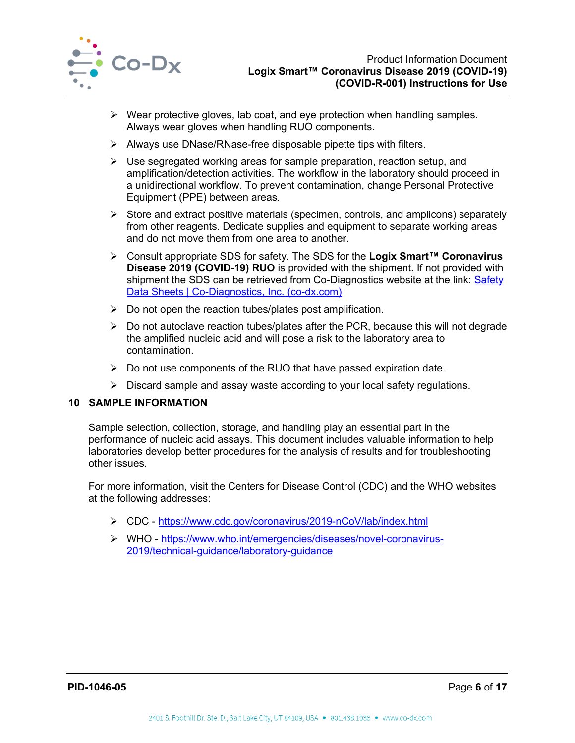- Wear protective gloves, lab coat, and eye protection when handling samples. Always wear gloves when handling RUO components.
- Always use DNase/RNase-free disposable pipette tips with filters.
- Use segregated working areas for sample preparation, reaction setup, and amplification/detection activities. The workflow in the laboratory should proceed in a unidirectional workflow. To prevent contamination, change Personal Protective Equipment (PPE) between areas.
- Store and extract positive materials (specimen, controls, and amplicons) separately from other reagents. Dedicate supplies and equipment to separate working areas and do not move them from one area to another.
- Consult appropriate SDS for safety. The SDS for the **Logix Smart™ Coronavirus Disease 2019 (COVID-19) RUO** is provided with the shipment. If not provided with shipment the SDS can be retrieved from Co-Diagnostics website at the link: [Safety Data Sheets | Co-Diagnostics, Inc. (co-dx.com)](Safety Data Sheets | Co-Diagnostics, Inc. (co-dx.com))
- Do not open the reaction tubes/plates post amplification.
- Do not autoclave reaction tubes/plates after the PCR, because this will not degrade the amplified nucleic acid and will pose a risk to the laboratory area to contamination.
- Do not use components of the RUO that have passed expiration date.
- Discard sample and assay waste according to your local safety regulations.

## 10 SAMPLE INFORMATION

Sample selection, collection, storage, and handling play an essential part in the performance of nucleic acid assays. This document includes valuable information to help laboratories develop better procedures for the analysis of results and for troubleshooting other issues.

For more information, visit the Centers for Disease Control (CDC) and the WHO websites at the following addresses:

- CDC - https://www.cdc.gov/coronavirus/2019-nCoV/lab/index.html
- WHO - https://www.who.int/emergencies/diseases/novel-coronavirus-2019/technical-guidance/laboratory-guidance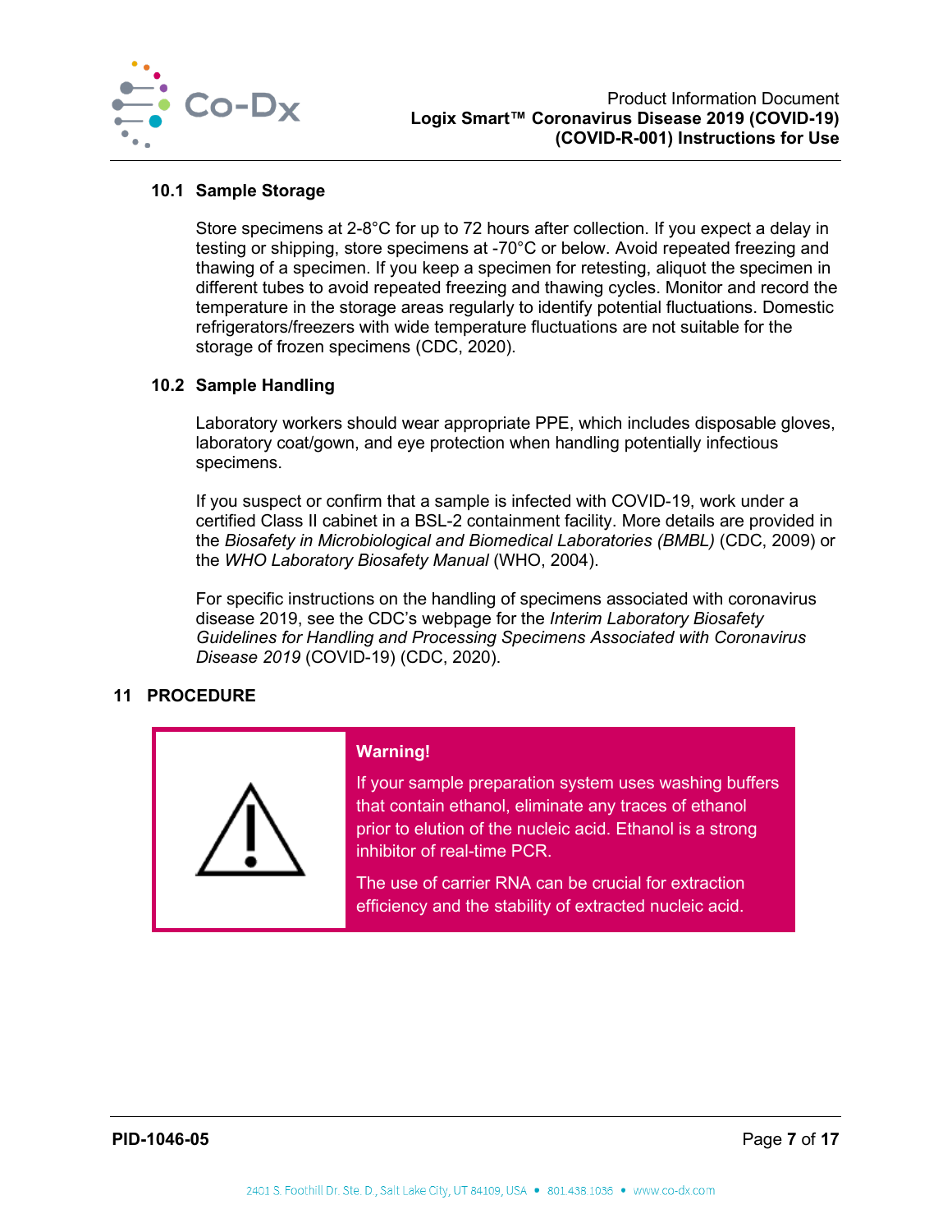### 10.1 Sample Storage

Store specimens at 2-8°C for up to 72 hours after collection. If you expect a delay in testing or shipping, store specimens at -70°C or below. Avoid repeated freezing and thawing of a specimen. If you keep a specimen for retesting, aliquot the specimen in different tubes to avoid repeated freezing and thawing cycles. Monitor and record the temperature in the storage areas regularly to identify potential fluctuations. Domestic refrigerators/freezers with wide temperature fluctuations are not suitable for the storage of frozen specimens (CDC, 2020).

### 10.2 Sample Handling

Laboratory workers should wear appropriate PPE, which includes disposable gloves, laboratory coat/gown, and eye protection when handling potentially infectious specimens.

If you suspect or confirm that a sample is infected with COVID-19, work under a certified Class II cabinet in a BSL-2 containment facility. More details are provided in the *Biosafety in Microbiological and Biomedical Laboratories (BMBL)* (CDC, 2009) or the *WHO Laboratory Biosafety Manual* (WHO, 2004).

For specific instructions on the handling of specimens associated with coronavirus disease 2019, see the CDC's webpage for the *Interim Laboratory Biosafety Guidelines for Handling and Processing Specimens Associated with Coronavirus Disease 2019* (COVID-19) (CDC, 2020).

## 11 PROCEDURE

**Warning!**

If your sample preparation system uses washing buffers that contain ethanol, eliminate any traces of ethanol prior to elution of the nucleic acid. Ethanol is a strong inhibitor of real-time PCR.

The use of carrier RNA can be crucial for extraction efficiency and the stability of extracted nucleic acid.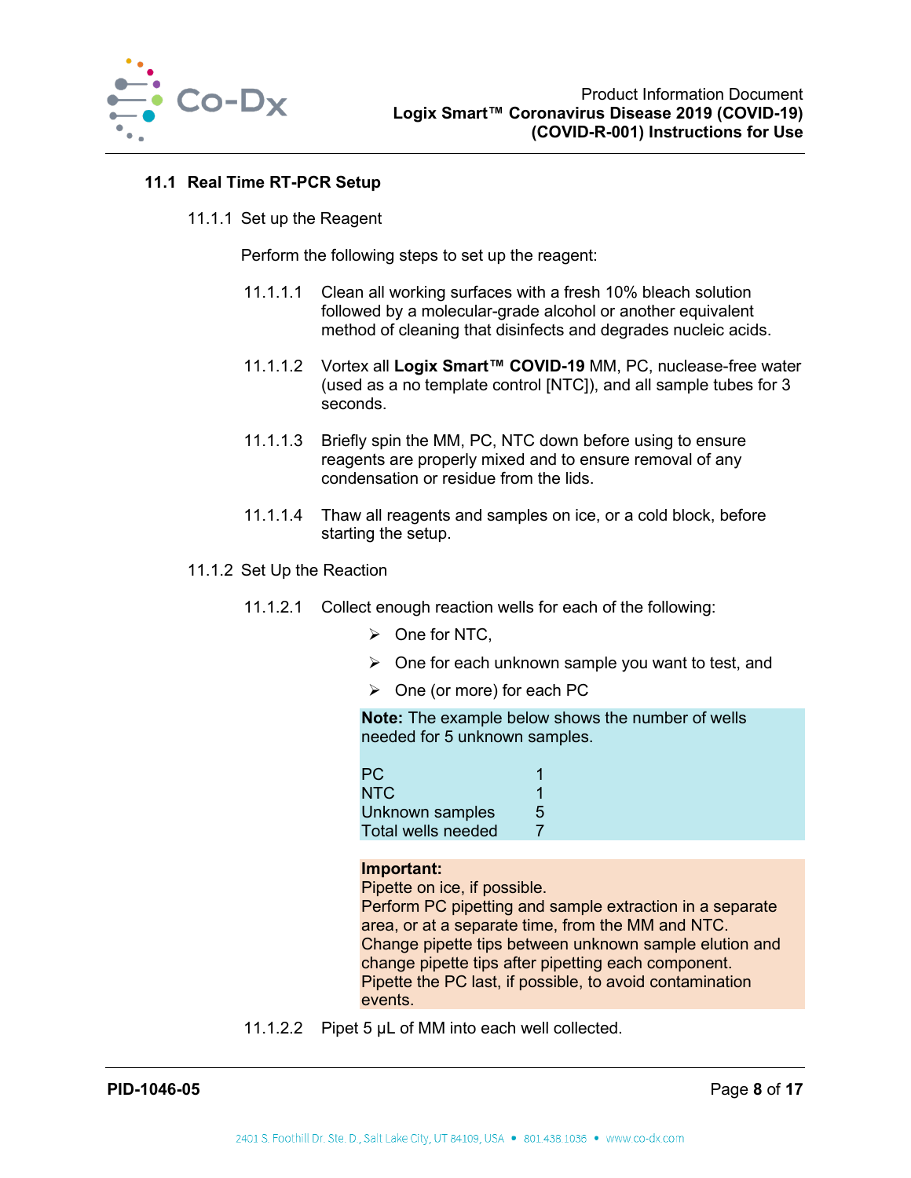## 11.1 Real Time RT-PCR Setup

### 11.1.1 Set up the Reagent

Perform the following steps to set up the reagent:

11.1.1.1 Clean all working surfaces with a fresh 10% bleach solution followed by a molecular-grade alcohol or another equivalent method of cleaning that disinfects and degrades nucleic acids.

11.1.1.2 Vortex all **Logix Smart™ COVID-19** MM, PC, nuclease-free water (used as a no template control [NTC]), and all sample tubes for 3 seconds.

11.1.1.3 Briefly spin the MM, PC, NTC down before using to ensure reagents are properly mixed and to ensure removal of any condensation or residue from the lids.

11.1.1.4 Thaw all reagents and samples on ice, or a cold block, before starting the setup.

### 11.1.2 Set Up the Reaction

11.1.2.1 Collect enough reaction wells for each of the following:

- One for NTC,
- One for each unknown sample you want to test, and
- One (or more) for each PC

**Note:** The example below shows the number of wells needed for 5 unknown samples.

| | |
|---|---|
| PC | 1 |
| NTC | 1 |
| Unknown samples | 5 |
| Total wells needed | 7 |

**Important:**
Pipette on ice, if possible.
Perform PC pipetting and sample extraction in a separate area, or at a separate time, from the MM and NTC.
Change pipette tips between unknown sample elution and change pipette tips after pipetting each component.
Pipette the PC last, if possible, to avoid contamination events.

11.1.2.2 Pipet 5 µL of MM into each well collected.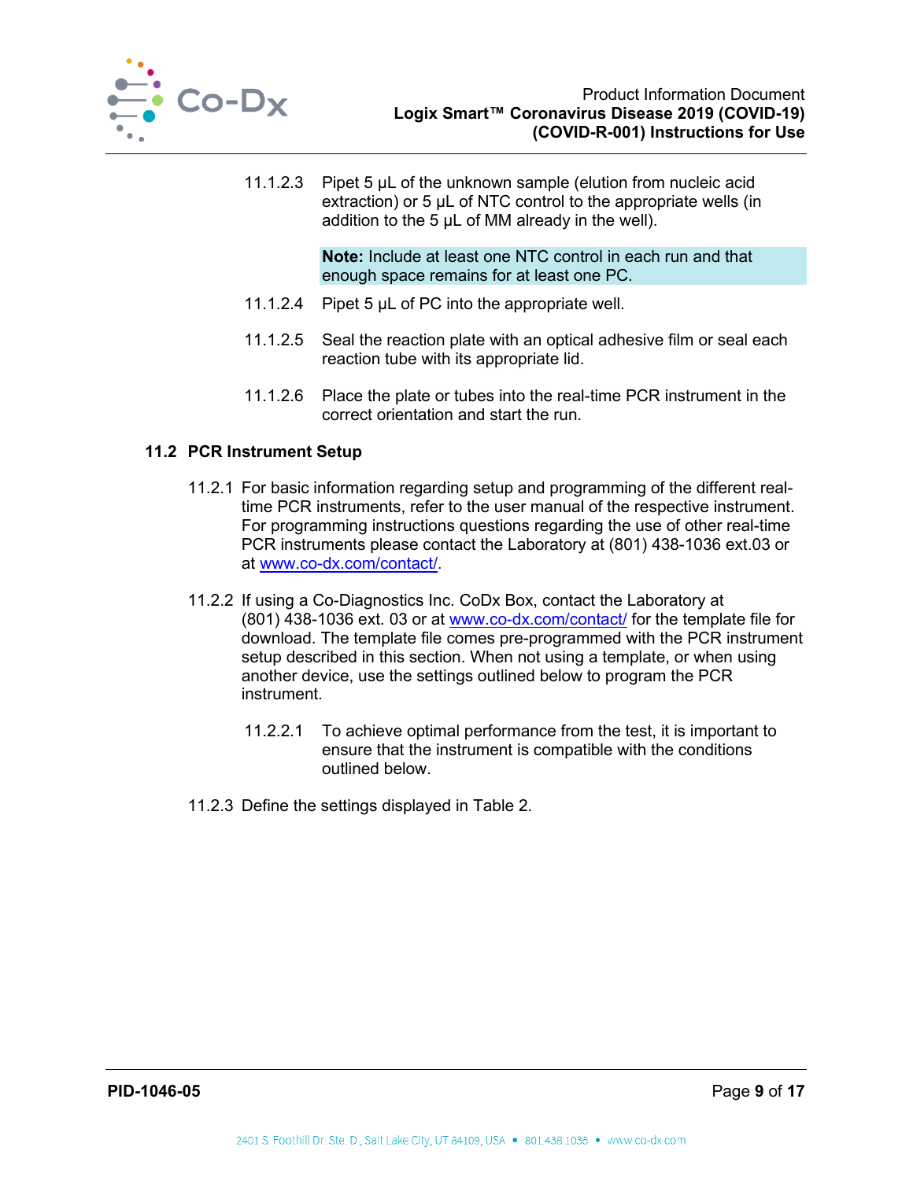11.1.2.3 Pipet 5 µL of the unknown sample (elution from nucleic acid extraction) or 5 µL of NTC control to the appropriate wells (in addition to the 5 µL of MM already in the well).

**Note:** Include at least one NTC control in each run and that enough space remains for at least one PC.

11.1.2.4 Pipet 5 µL of PC into the appropriate well.

11.1.2.5 Seal the reaction plate with an optical adhesive film or seal each reaction tube with its appropriate lid.

11.1.2.6 Place the plate or tubes into the real-time PCR instrument in the correct orientation and start the run.

## 11.2 PCR Instrument Setup

11.2.1 For basic information regarding setup and programming of the different real-time PCR instruments, refer to the user manual of the respective instrument. For programming instructions questions regarding the use of other real-time PCR instruments please contact the Laboratory at (801) 438-1036 ext.03 or at www.co-dx.com/contact/.

11.2.2 If using a Co-Diagnostics Inc. CoDx Box, contact the Laboratory at (801) 438-1036 ext. 03 or at www.co-dx.com/contact/ for the template file for download. The template file comes pre-programmed with the PCR instrument setup described in this section. When not using a template, or when using another device, use the settings outlined below to program the PCR instrument.

11.2.2.1 To achieve optimal performance from the test, it is important to ensure that the instrument is compatible with the conditions outlined below.

11.2.3 Define the settings displayed in Table 2.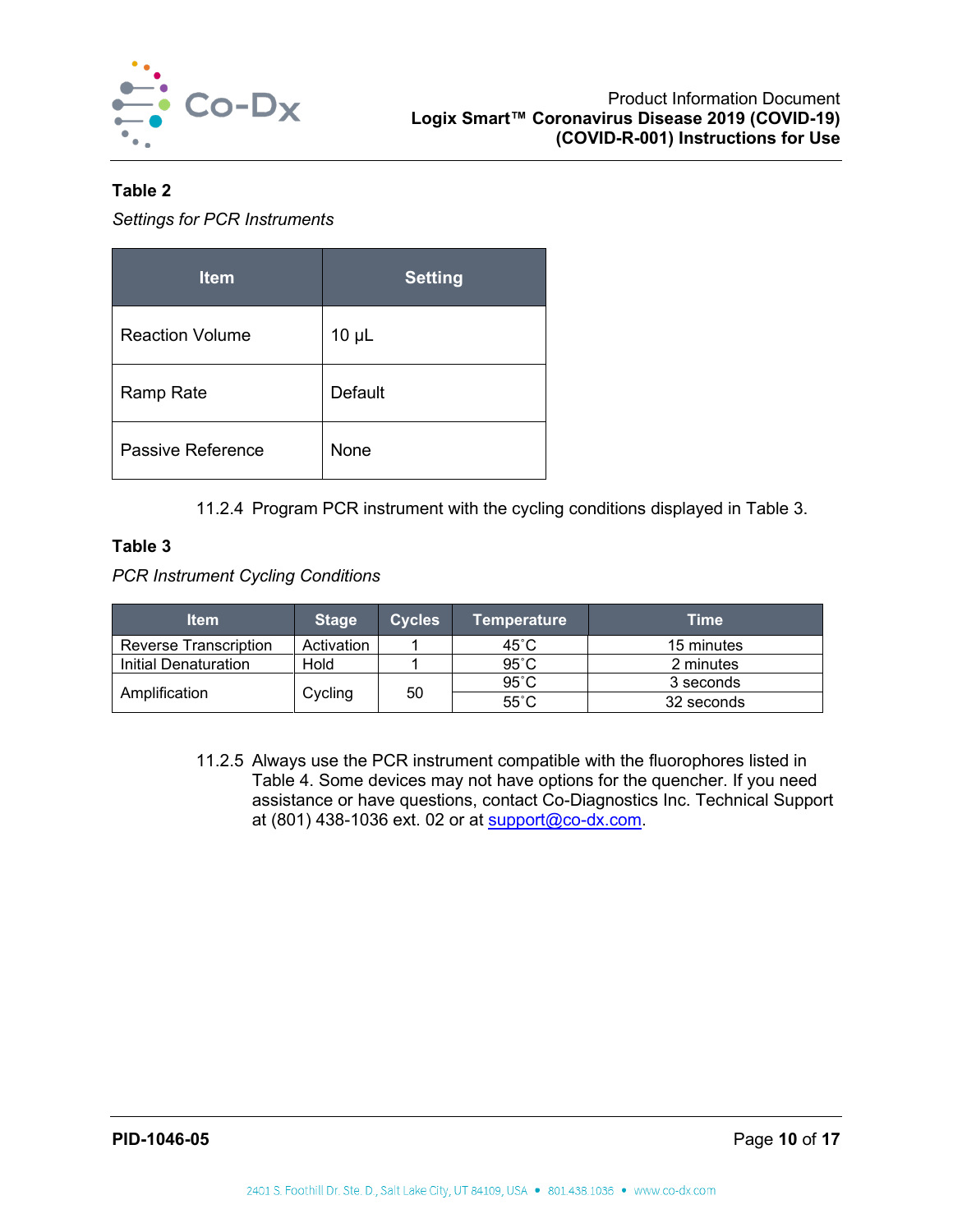**Table 2**

*Settings for PCR Instruments*

| Item | Setting |
|---|---|
| Reaction Volume | 10 µL |
| Ramp Rate | Default |
| Passive Reference | None |

11.2.4 Program PCR instrument with the cycling conditions displayed in Table 3.

**Table 3**

*PCR Instrument Cycling Conditions*

| Item | Stage | Cycles | Temperature | Time |
|---|---|---|---|---|
| Reverse Transcription | Activation | 1 | 45˚C | 15 minutes |
| Initial Denaturation | Hold | 1 | 95˚C | 2 minutes |
| Amplification | Cycling | 50 | 95˚C | 3 seconds |
| | | | 55˚C | 32 seconds |

11.2.5 Always use the PCR instrument compatible with the fluorophores listed in Table 4. Some devices may not have options for the quencher. If you need assistance or have questions, contact Co-Diagnostics Inc. Technical Support at (801) 438-1036 ext. 02 or at support@co-dx.com.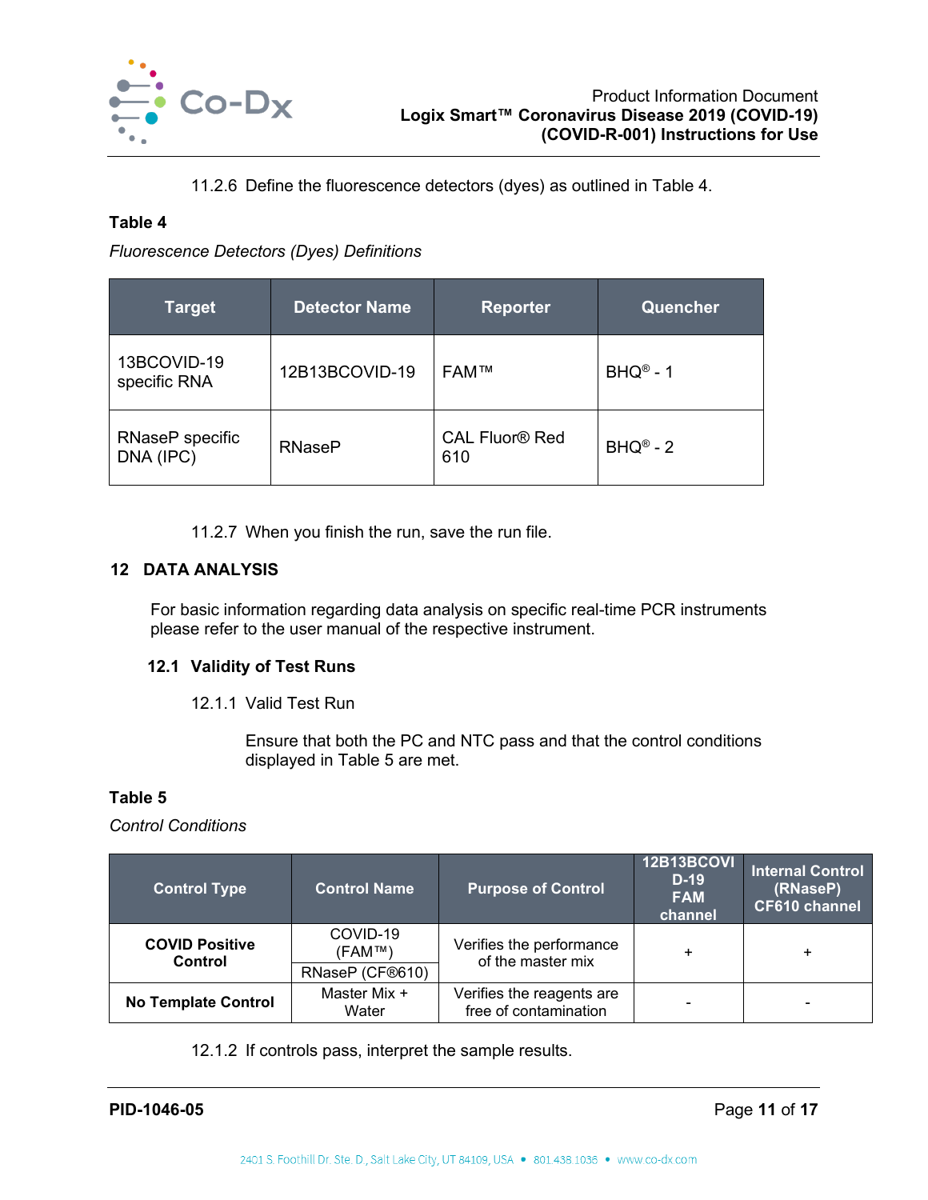11.2.6 Define the fluorescence detectors (dyes) as outlined in Table 4.

**Table 4**

*Fluorescence Detectors (Dyes) Definitions*

| Target | Detector Name | Reporter | Quencher |
|---|---|---|---|
| 13BCOVID-19 specific RNA | 12B13BCOVID-19 | FAM™ | BHQ® - 1 |
| RNaseP specific DNA (IPC) | RNaseP | CAL Fluor® Red 610 | BHQ® - 2 |

11.2.7 When you finish the run, save the run file.

## 12 DATA ANALYSIS

For basic information regarding data analysis on specific real-time PCR instruments please refer to the user manual of the respective instrument.

### 12.1 Validity of Test Runs

12.1.1 Valid Test Run

Ensure that both the PC and NTC pass and that the control conditions displayed in Table 5 are met.

**Table 5**

*Control Conditions*

| Control Type | Control Name | Purpose of Control | 12B13BCOVID-19 FAM channel | Internal Control (RNaseP) CF610 channel |
|---|---|---|---|---|
| **COVID Positive Control** | COVID-19 (FAM™) / RNaseP (CF®610) | Verifies the performance of the master mix | + | + |
| **No Template Control** | Master Mix + Water | Verifies the reagents are free of contamination | - | - |

12.1.2 If controls pass, interpret the sample results.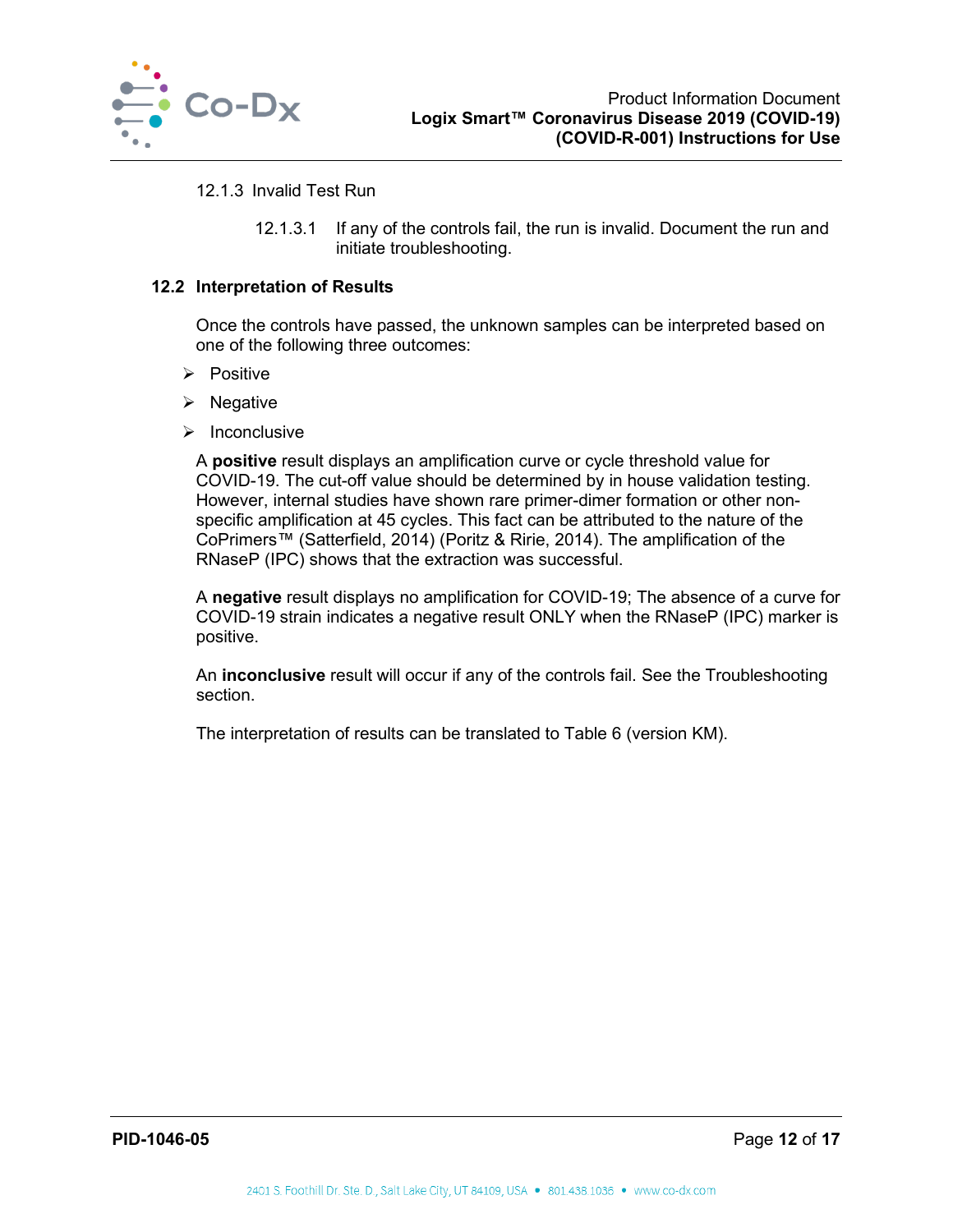12.1.3 Invalid Test Run

12.1.3.1 If any of the controls fail, the run is invalid. Document the run and initiate troubleshooting.

## 12.2 Interpretation of Results

Once the controls have passed, the unknown samples can be interpreted based on one of the following three outcomes:

- Positive
- Negative
- Inconclusive

A **positive** result displays an amplification curve or cycle threshold value for COVID-19. The cut-off value should be determined by in house validation testing. However, internal studies have shown rare primer-dimer formation or other non-specific amplification at 45 cycles. This fact can be attributed to the nature of the CoPrimers™ (Satterfield, 2014) (Poritz & Ririe, 2014). The amplification of the RNaseP (IPC) shows that the extraction was successful.

A **negative** result displays no amplification for COVID-19; The absence of a curve for COVID-19 strain indicates a negative result ONLY when the RNaseP (IPC) marker is positive.

An **inconclusive** result will occur if any of the controls fail. See the Troubleshooting section.

The interpretation of results can be translated to Table 6 (version KM).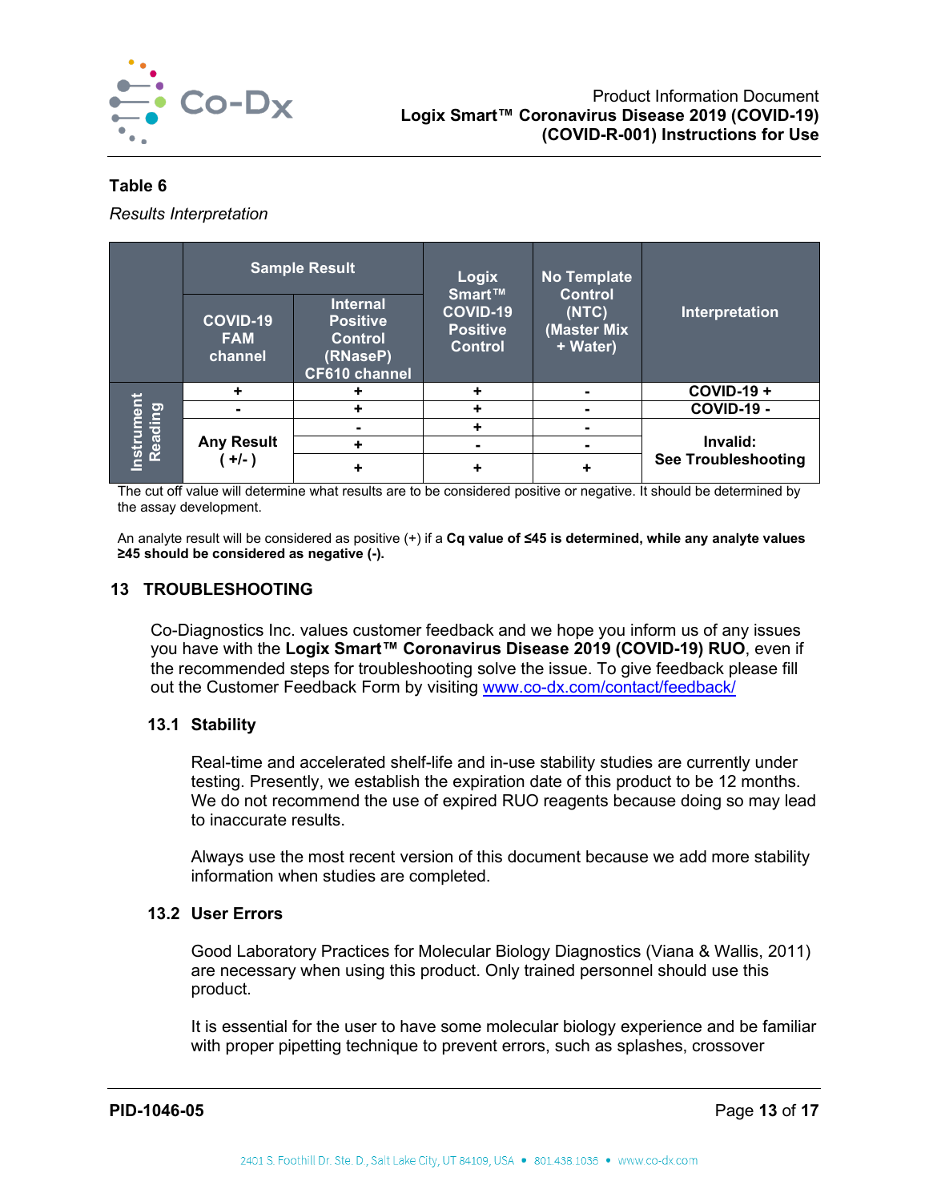**Table 6**

*Results Interpretation*

| | Sample Result | | Logix Smart™ COVID-19 Positive Control | No Template Control (NTC) (Master Mix + Water) | Interpretation |
|---|---|---|---|---|---|
| | COVID-19 FAM channel | Internal Positive Control (RNaseP) CF610 channel | | | |
| Instrument Reading | + | + | + | - | COVID-19 + |
| | - | + | + | - | COVID-19 - |
| | Any Result ( +/- ) | - | + | - | Invalid: See Troubleshooting |
| | | + | - | - | |
| | | + | + | + | |

The cut off value will determine what results are to be considered positive or negative. It should be determined by the assay development.

An analyte result will be considered as positive (+) if a **Cq value of ≤45 is determined, while any analyte values ≥45 should be considered as negative (-).**

## 13 TROUBLESHOOTING

Co-Diagnostics Inc. values customer feedback and we hope you inform us of any issues you have with the **Logix Smart™ Coronavirus Disease 2019 (COVID-19) RUO**, even if the recommended steps for troubleshooting solve the issue. To give feedback please fill out the Customer Feedback Form by visiting www.co-dx.com/contact/feedback/

### 13.1 Stability

Real-time and accelerated shelf-life and in-use stability studies are currently under testing. Presently, we establish the expiration date of this product to be 12 months. We do not recommend the use of expired RUO reagents because doing so may lead to inaccurate results.

Always use the most recent version of this document because we add more stability information when studies are completed.

### 13.2 User Errors

Good Laboratory Practices for Molecular Biology Diagnostics (Viana & Wallis, 2011) are necessary when using this product. Only trained personnel should use this product.

It is essential for the user to have some molecular biology experience and be familiar with proper pipetting technique to prevent errors, such as splashes, crossover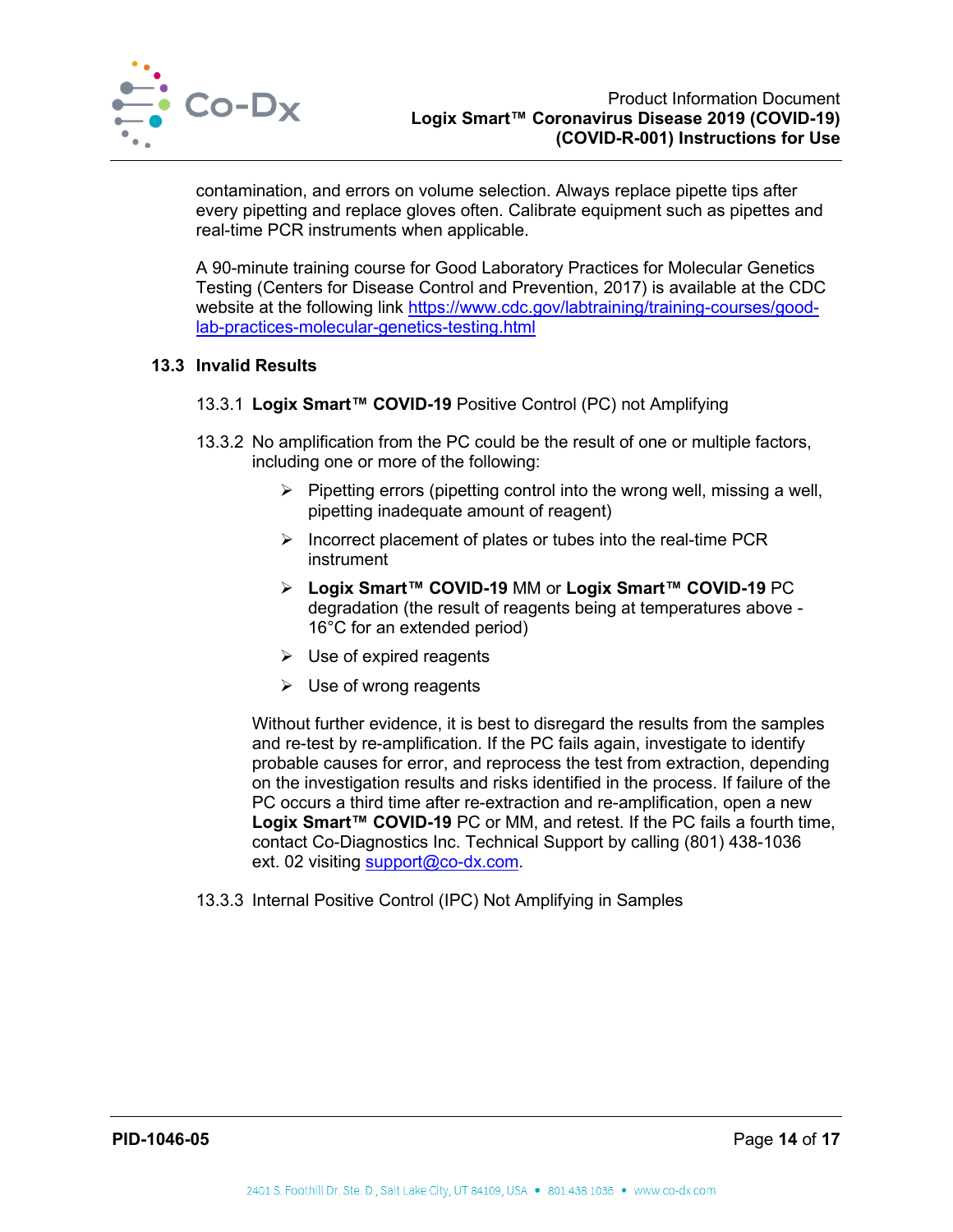contamination, and errors on volume selection. Always replace pipette tips after every pipetting and replace gloves often. Calibrate equipment such as pipettes and real-time PCR instruments when applicable.

A 90-minute training course for Good Laboratory Practices for Molecular Genetics Testing (Centers for Disease Control and Prevention, 2017) is available at the CDC website at the following link [https://www.cdc.gov/labtraining/training-courses/good-lab-practices-molecular-genetics-testing.html](https://www.cdc.gov/labtraining/training-courses/good-lab-practices-molecular-genetics-testing.html)

### 13.3 Invalid Results

13.3.1 **Logix Smart™ COVID-19** Positive Control (PC) not Amplifying

13.3.2 No amplification from the PC could be the result of one or multiple factors, including one or more of the following:

- Pipetting errors (pipetting control into the wrong well, missing a well, pipetting inadequate amount of reagent)
- Incorrect placement of plates or tubes into the real-time PCR instrument
- **Logix Smart™ COVID-19** MM or **Logix Smart™ COVID-19** PC degradation (the result of reagents being at temperatures above -16°C for an extended period)
- Use of expired reagents
- Use of wrong reagents

Without further evidence, it is best to disregard the results from the samples and re-test by re-amplification. If the PC fails again, investigate to identify probable causes for error, and reprocess the test from extraction, depending on the investigation results and risks identified in the process. If failure of the PC occurs a third time after re-extraction and re-amplification, open a new **Logix Smart™ COVID-19** PC or MM, and retest. If the PC fails a fourth time, contact Co-Diagnostics Inc. Technical Support by calling (801) 438-1036 ext. 02 visiting [support@co-dx.com](mailto:support@co-dx.com).

13.3.3 Internal Positive Control (IPC) Not Amplifying in Samples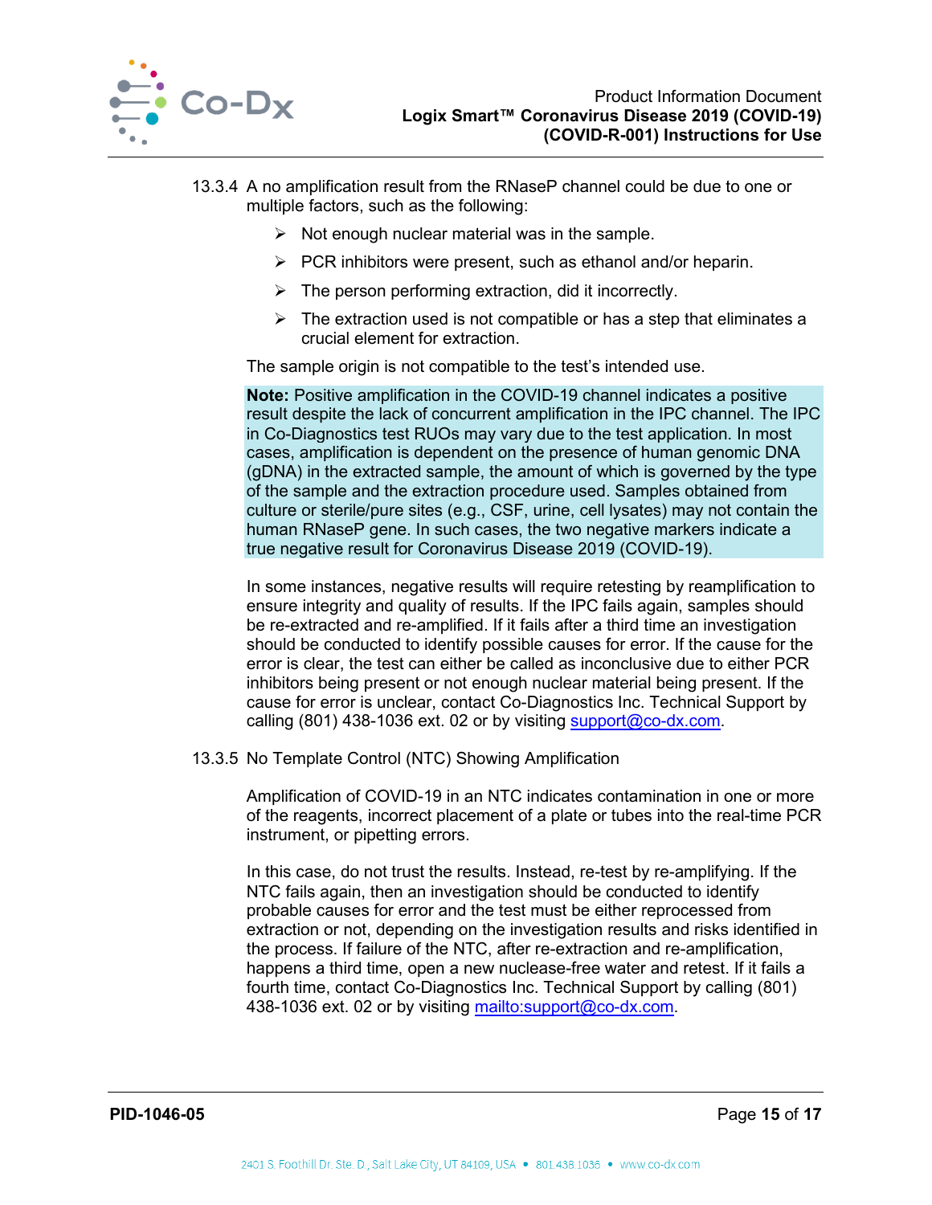13.3.4 A no amplification result from the RNaseP channel could be due to one or multiple factors, such as the following:

- Not enough nuclear material was in the sample.
- PCR inhibitors were present, such as ethanol and/or heparin.
- The person performing extraction, did it incorrectly.
- The extraction used is not compatible or has a step that eliminates a crucial element for extraction.

The sample origin is not compatible to the test's intended use.

**Note:** Positive amplification in the COVID-19 channel indicates a positive result despite the lack of concurrent amplification in the IPC channel. The IPC in Co-Diagnostics test RUOs may vary due to the test application. In most cases, amplification is dependent on the presence of human genomic DNA (gDNA) in the extracted sample, the amount of which is governed by the type of the sample and the extraction procedure used. Samples obtained from culture or sterile/pure sites (e.g., CSF, urine, cell lysates) may not contain the human RNaseP gene. In such cases, the two negative markers indicate a true negative result for Coronavirus Disease 2019 (COVID-19).

In some instances, negative results will require retesting by reamplification to ensure integrity and quality of results. If the IPC fails again, samples should be re-extracted and re-amplified. If it fails after a third time an investigation should be conducted to identify possible causes for error. If the cause for the error is clear, the test can either be called as inconclusive due to either PCR inhibitors being present or not enough nuclear material being present. If the cause for error is unclear, contact Co-Diagnostics Inc. Technical Support by calling (801) 438-1036 ext. 02 or by visiting support@co-dx.com.

13.3.5 No Template Control (NTC) Showing Amplification

Amplification of COVID-19 in an NTC indicates contamination in one or more of the reagents, incorrect placement of a plate or tubes into the real-time PCR instrument, or pipetting errors.

In this case, do not trust the results. Instead, re-test by re-amplifying. If the NTC fails again, then an investigation should be conducted to identify probable causes for error and the test must be either reprocessed from extraction or not, depending on the investigation results and risks identified in the process. If failure of the NTC, after re-extraction and re-amplification, happens a third time, open a new nuclease-free water and retest. If it fails a fourth time, contact Co-Diagnostics Inc. Technical Support by calling (801) 438-1036 ext. 02 or by visiting mailto:support@co-dx.com.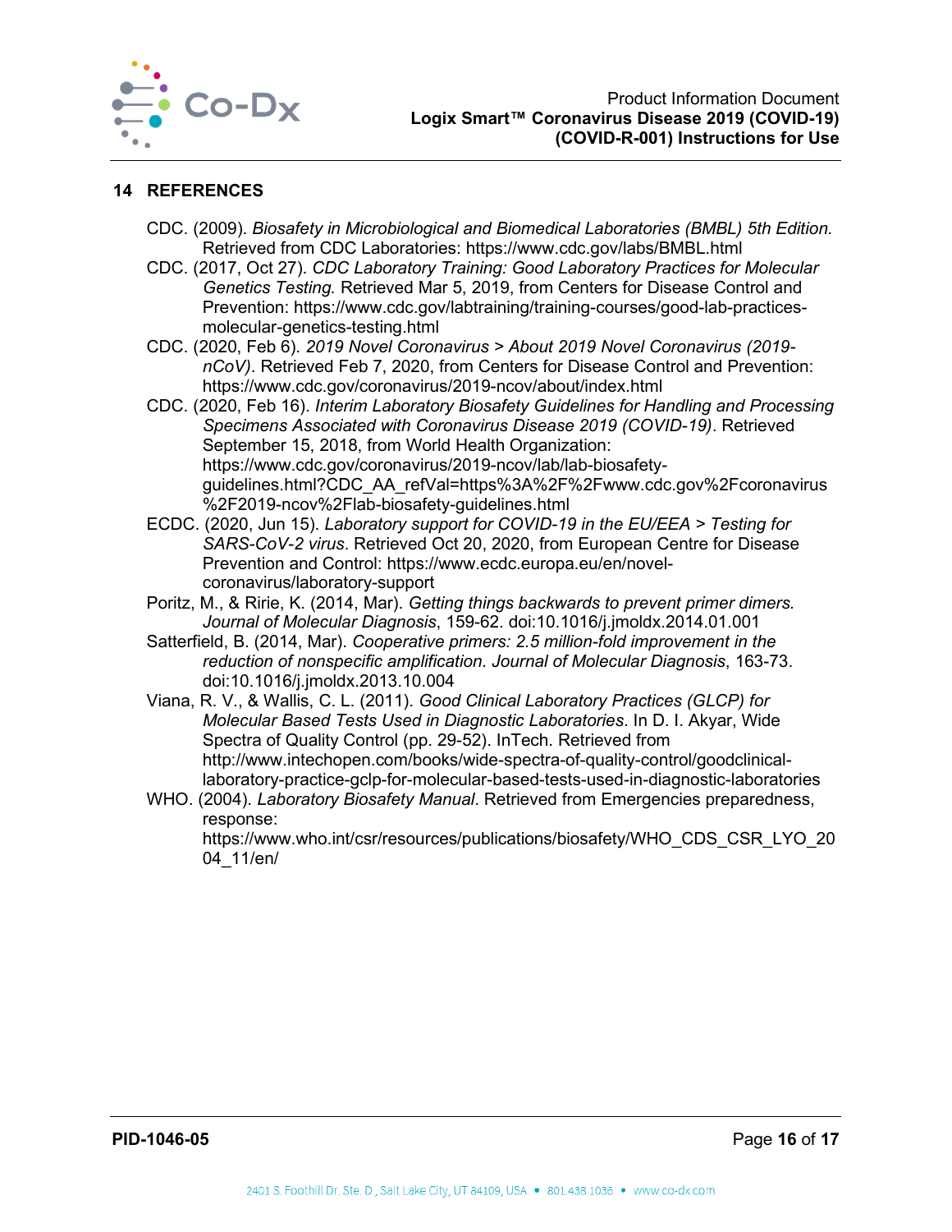## 14 REFERENCES

CDC. (2009). *Biosafety in Microbiological and Biomedical Laboratories (BMBL) 5th Edition.* Retrieved from CDC Laboratories: https://www.cdc.gov/labs/BMBL.html

CDC. (2017, Oct 27). *CDC Laboratory Training: Good Laboratory Practices for Molecular Genetics Testing.* Retrieved Mar 5, 2019, from Centers for Disease Control and Prevention: https://www.cdc.gov/labtraining/training-courses/good-lab-practices-molecular-genetics-testing.html

CDC. (2020, Feb 6). *2019 Novel Coronavirus > About 2019 Novel Coronavirus (2019-nCoV).* Retrieved Feb 7, 2020, from Centers for Disease Control and Prevention: https://www.cdc.gov/coronavirus/2019-ncov/about/index.html

CDC. (2020, Feb 16). *Interim Laboratory Biosafety Guidelines for Handling and Processing Specimens Associated with Coronavirus Disease 2019 (COVID-19)*. Retrieved September 15, 2018, from World Health Organization: https://www.cdc.gov/coronavirus/2019-ncov/lab/lab-biosafety-guidelines.html?CDC_AA_refVal=https%3A%2F%2Fwww.cdc.gov%2Fcoronavirus%2F2019-ncov%2Flab-biosafety-guidelines.html

ECDC. (2020, Jun 15). *Laboratory support for COVID-19 in the EU/EEA > Testing for SARS-CoV-2 virus*. Retrieved Oct 20, 2020, from European Centre for Disease Prevention and Control: https://www.ecdc.europa.eu/en/novel-coronavirus/laboratory-support

Poritz, M., & Ririe, K. (2014, Mar). *Getting things backwards to prevent primer dimers. Journal of Molecular Diagnosis*, 159-62. doi:10.1016/j.jmoldx.2014.01.001

Satterfield, B. (2014, Mar). *Cooperative primers: 2.5 million-fold improvement in the reduction of nonspecific amplification. Journal of Molecular Diagnosis*, 163-73. doi:10.1016/j.jmoldx.2013.10.004

Viana, R. V., & Wallis, C. L. (2011). *Good Clinical Laboratory Practices (GLCP) for Molecular Based Tests Used in Diagnostic Laboratories*. In D. I. Akyar, Wide Spectra of Quality Control (pp. 29-52). InTech. Retrieved from http://www.intechopen.com/books/wide-spectra-of-quality-control/goodclinical-laboratory-practice-gclp-for-molecular-based-tests-used-in-diagnostic-laboratories

WHO. (2004). *Laboratory Biosafety Manual*. Retrieved from Emergencies preparedness, response: https://www.who.int/csr/resources/publications/biosafety/WHO_CDS_CSR_LYO_2004_11/en/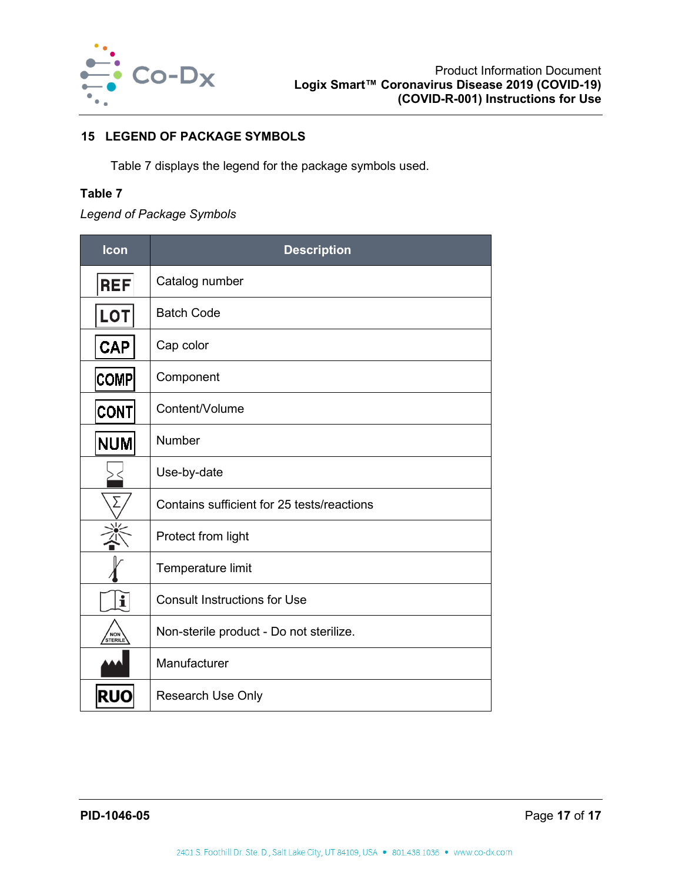## 15 LEGEND OF PACKAGE SYMBOLS

Table 7 displays the legend for the package symbols used.

**Table 7**

*Legend of Package Symbols*

| Icon | Description |
|---|---|
| REF | Catalog number |
| LOT | Batch Code |
| CAP | Cap color |
| COMP | Component |
| CONT | Content/Volume |
| NUM | Number |
| | Use-by-date |
| Σ | Contains sufficient for 25 tests/reactions |
| | Protect from light |
| | Temperature limit |
| i | Consult Instructions for Use |
| NON STERILE | Non-sterile product - Do not sterilize. |
| | Manufacturer |
| RUO | Research Use Only |